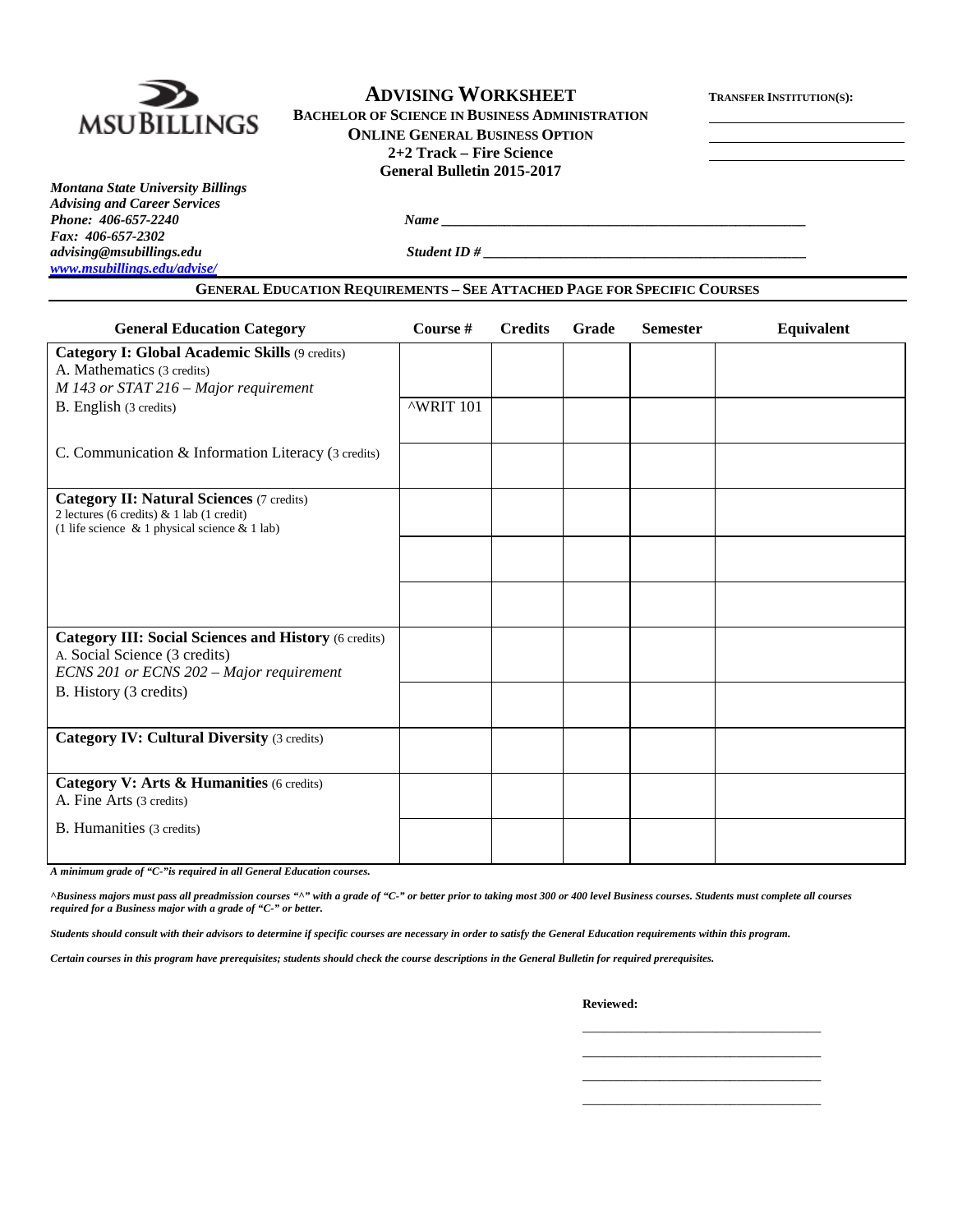MSU BILLINGS

# ADVISING WORKSHEET

**BACHELOR OF SCIENCE IN BUSINESS ADMINISTRATION**
**ONLINE GENERAL BUSINESS OPTION**
**2+2 Track – Fire Science**
**General Bulletin 2015-2017**

**TRANSFER INSTITUTION(S):**

______________________
______________________
______________________

***Montana State University Billings***
***Advising and Career Services***
***Phone: 406-657-2240***
***Fax: 406-657-2302***
***advising@msubillings.edu***
***www.msubillings.edu/advise/***

***Name*** ______________________________________________

***Student ID #*** ________________________________________

## GENERAL EDUCATION REQUIREMENTS – SEE ATTACHED PAGE FOR SPECIFIC COURSES

| General Education Category | Course # | Credits | Grade | Semester | Equivalent |
|---|---|---|---|---|---|
| **Category I: Global Academic Skills** (9 credits)<br>A. Mathematics (3 credits)<br>*M 143 or STAT 216 – Major requirement* | | | | | |
| B. English (3 credits) | ^WRIT 101 | | | | |
| C. Communication & Information Literacy (3 credits) | | | | | |
| **Category II: Natural Sciences** (7 credits)<br>2 lectures (6 credits) & 1 lab (1 credit)<br>(1 life science & 1 physical science & 1 lab) | | | | | |
| | | | | | |
| | | | | | |
| **Category III: Social Sciences and History** (6 credits)<br>A. Social Science (3 credits)<br>*ECNS 201 or ECNS 202 – Major requirement* | | | | | |
| B. History (3 credits) | | | | | |
| **Category IV: Cultural Diversity** (3 credits) | | | | | |
| **Category V: Arts & Humanities** (6 credits)<br>A. Fine Arts (3 credits) | | | | | |
| B. Humanities (3 credits) | | | | | |

***A minimum grade of "C-" is required in all General Education courses.***

***^Business majors must pass all preadmission courses "^" with a grade of "C-" or better prior to taking most 300 or 400 level Business courses. Students must complete all courses required for a Business major with a grade of "C-" or better.***

***Students should consult with their advisors to determine if specific courses are necessary in order to satisfy the General Education requirements within this program.***

***Certain courses in this program have prerequisites; students should check the course descriptions in the General Bulletin for required prerequisites.***

**Reviewed:**

______________________________

______________________________

______________________________

______________________________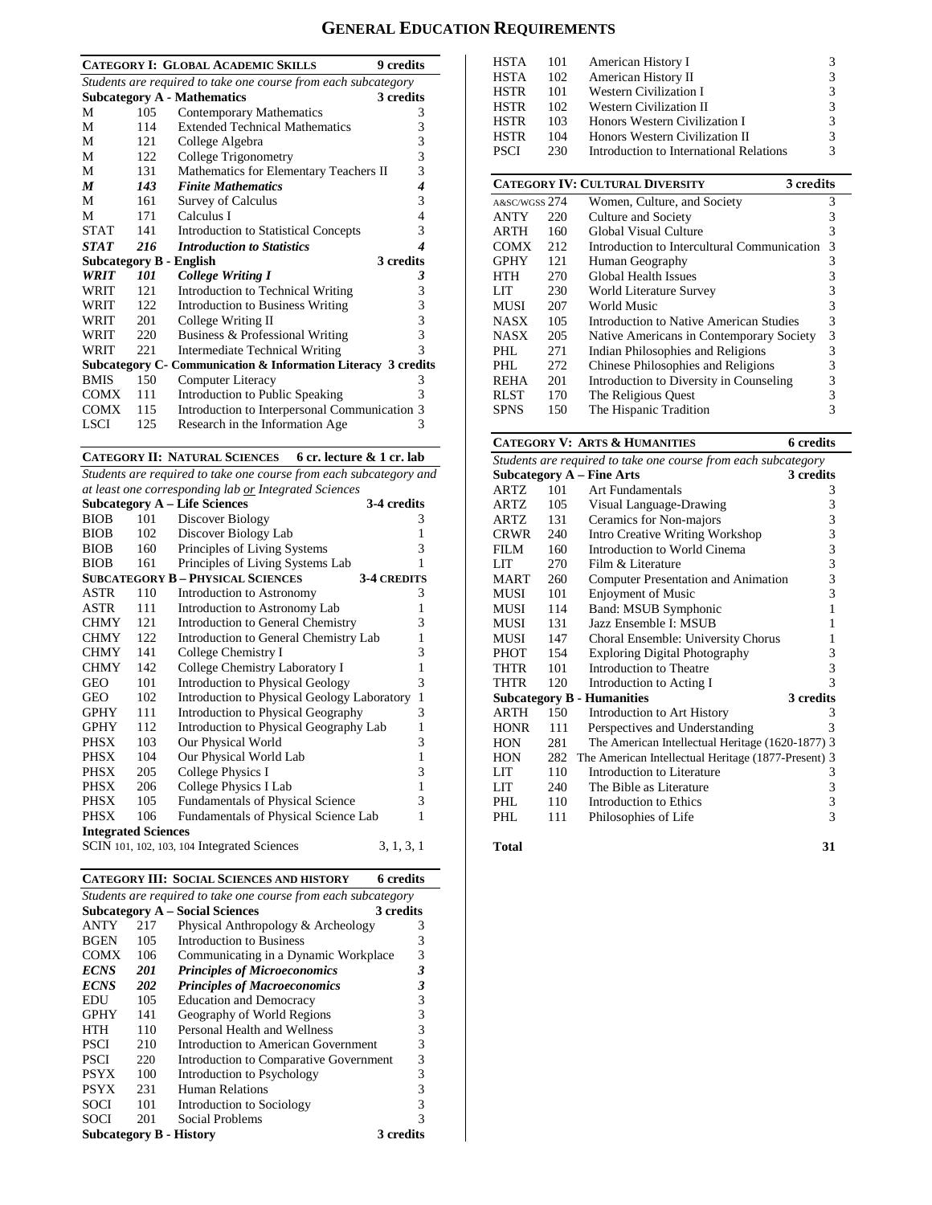# GENERAL EDUCATION REQUIREMENTS

## CATEGORY I: GLOBAL ACADEMIC SKILLS — 9 credits

*Students are required to take one course from each subcategory*

### Subcategory A - Mathematics — 3 credits

| | | | |
|---|---|---|---|
| M | 105 | Contemporary Mathematics | 3 |
| M | 114 | Extended Technical Mathematics | 3 |
| M | 121 | College Algebra | 3 |
| M | 122 | College Trigonometry | 3 |
| M | 131 | Mathematics for Elementary Teachers II | 3 |
| ***M*** | ***143*** | ***Finite Mathematics*** | ***4*** |
| M | 161 | Survey of Calculus | 3 |
| M | 171 | Calculus I | 4 |
| STAT | 141 | Introduction to Statistical Concepts | 3 |
| ***STAT*** | ***216*** | ***Introduction to Statistics*** | ***4*** |

### Subcategory B - English — 3 credits

| | | | |
|---|---|---|---|
| ***WRIT*** | ***101*** | ***College Writing I*** | ***3*** |
| WRIT | 121 | Introduction to Technical Writing | 3 |
| WRIT | 122 | Introduction to Business Writing | 3 |
| WRIT | 201 | College Writing II | 3 |
| WRIT | 220 | Business & Professional Writing | 3 |
| WRIT | 221 | Intermediate Technical Writing | 3 |

### Subcategory C- Communication & Information Literacy — 3 credits

| | | | |
|---|---|---|---|
| BMIS | 150 | Computer Literacy | 3 |
| COMX | 111 | Introduction to Public Speaking | 3 |
| COMX | 115 | Introduction to Interpersonal Communication | 3 |
| LSCI | 125 | Research in the Information Age | 3 |

## CATEGORY II: NATURAL SCIENCES — 6 cr. lecture & 1 cr. lab

*Students are required to take one course from each subcategory and at least one corresponding lab or Integrated Sciences*

### Subcategory A – Life Sciences — 3-4 credits

| | | | |
|---|---|---|---|
| BIOB | 101 | Discover Biology | 3 |
| BIOB | 102 | Discover Biology Lab | 1 |
| BIOB | 160 | Principles of Living Systems | 3 |
| BIOB | 161 | Principles of Living Systems Lab | 1 |

### SUBCATEGORY B – PHYSICAL SCIENCES — 3-4 CREDITS

| | | | |
|---|---|---|---|
| ASTR | 110 | Introduction to Astronomy | 3 |
| ASTR | 111 | Introduction to Astronomy Lab | 1 |
| CHMY | 121 | Introduction to General Chemistry | 3 |
| CHMY | 122 | Introduction to General Chemistry Lab | 1 |
| CHMY | 141 | College Chemistry I | 3 |
| CHMY | 142 | College Chemistry Laboratory I | 1 |
| GEO | 101 | Introduction to Physical Geology | 3 |
| GEO | 102 | Introduction to Physical Geology Laboratory | 1 |
| GPHY | 111 | Introduction to Physical Geography | 3 |
| GPHY | 112 | Introduction to Physical Geography Lab | 1 |
| PHSX | 103 | Our Physical World | 3 |
| PHSX | 104 | Our Physical World Lab | 1 |
| PHSX | 205 | College Physics I | 3 |
| PHSX | 206 | College Physics I Lab | 1 |
| PHSX | 105 | Fundamentals of Physical Science | 3 |
| PHSX | 106 | Fundamentals of Physical Science Lab | 1 |

### Integrated Sciences

| | | |
|---|---|---|
| SCIN | 101, 102, 103, 104 Integrated Sciences | 3, 1, 3, 1 |

## CATEGORY III: SOCIAL SCIENCES AND HISTORY — 6 credits

*Students are required to take one course from each subcategory*

### Subcategory A – Social Sciences — 3 credits

| | | | |
|---|---|---|---|
| ANTY | 217 | Physical Anthropology & Archeology | 3 |
| BGEN | 105 | Introduction to Business | 3 |
| COMX | 106 | Communicating in a Dynamic Workplace | 3 |
| ***ECNS*** | ***201*** | ***Principles of Microeconomics*** | ***3*** |
| ***ECNS*** | ***202*** | ***Principles of Macroeconomics*** | ***3*** |
| EDU | 105 | Education and Democracy | 3 |
| GPHY | 141 | Geography of World Regions | 3 |
| HTH | 110 | Personal Health and Wellness | 3 |
| PSCI | 210 | Introduction to American Government | 3 |
| PSCI | 220 | Introduction to Comparative Government | 3 |
| PSYX | 100 | Introduction to Psychology | 3 |
| PSYX | 231 | Human Relations | 3 |
| SOCI | 101 | Introduction to Sociology | 3 |
| SOCI | 201 | Social Problems | 3 |

### Subcategory B - History — 3 credits

| | | | |
|---|---|---|---|
| HSTA | 101 | American History I | 3 |
| HSTA | 102 | American History II | 3 |
| HSTR | 101 | Western Civilization I | 3 |
| HSTR | 102 | Western Civilization II | 3 |
| HSTR | 103 | Honors Western Civilization I | 3 |
| HSTR | 104 | Honors Western Civilization II | 3 |
| PSCI | 230 | Introduction to International Relations | 3 |

## CATEGORY IV: CULTURAL DIVERSITY — 3 credits

| | | | |
|---|---|---|---|
| A&SC/WGSS | 274 | Women, Culture, and Society | 3 |
| ANTY | 220 | Culture and Society | 3 |
| ARTH | 160 | Global Visual Culture | 3 |
| COMX | 212 | Introduction to Intercultural Communication | 3 |
| GPHY | 121 | Human Geography | 3 |
| HTH | 270 | Global Health Issues | 3 |
| LIT | 230 | World Literature Survey | 3 |
| MUSI | 207 | World Music | 3 |
| NASX | 105 | Introduction to Native American Studies | 3 |
| NASX | 205 | Native Americans in Contemporary Society | 3 |
| PHL | 271 | Indian Philosophies and Religions | 3 |
| PHL | 272 | Chinese Philosophies and Religions | 3 |
| REHA | 201 | Introduction to Diversity in Counseling | 3 |
| RLST | 170 | The Religious Quest | 3 |
| SPNS | 150 | The Hispanic Tradition | 3 |

## CATEGORY V: ARTS & HUMANITIES — 6 credits

*Students are required to take one course from each subcategory*

### Subcategory A – Fine Arts — 3 credits

| | | | |
|---|---|---|---|
| ARTZ | 101 | Art Fundamentals | 3 |
| ARTZ | 105 | Visual Language-Drawing | 3 |
| ARTZ | 131 | Ceramics for Non-majors | 3 |
| CRWR | 240 | Intro Creative Writing Workshop | 3 |
| FILM | 160 | Introduction to World Cinema | 3 |
| LIT | 270 | Film & Literature | 3 |
| MART | 260 | Computer Presentation and Animation | 3 |
| MUSI | 101 | Enjoyment of Music | 3 |
| MUSI | 114 | Band: MSUB Symphonic | 1 |
| MUSI | 131 | Jazz Ensemble I: MSUB | 1 |
| MUSI | 147 | Choral Ensemble: University Chorus | 1 |
| PHOT | 154 | Exploring Digital Photography | 3 |
| THTR | 101 | Introduction to Theatre | 3 |
| THTR | 120 | Introduction to Acting I | 3 |

### Subcategory B - Humanities — 3 credits

| | | | |
|---|---|---|---|
| ARTH | 150 | Introduction to Art History | 3 |
| HONR | 111 | Perspectives and Understanding | 3 |
| HON | 281 | The American Intellectual Heritage (1620-1877) | 3 |
| HON | 282 | The American Intellectual Heritage (1877-Present) | 3 |
| LIT | 110 | Introduction to Literature | 3 |
| LIT | 240 | The Bible as Literature | 3 |
| PHL | 110 | Introduction to Ethics | 3 |
| PHL | 111 | Philosophies of Life | 3 |

**Total — 31**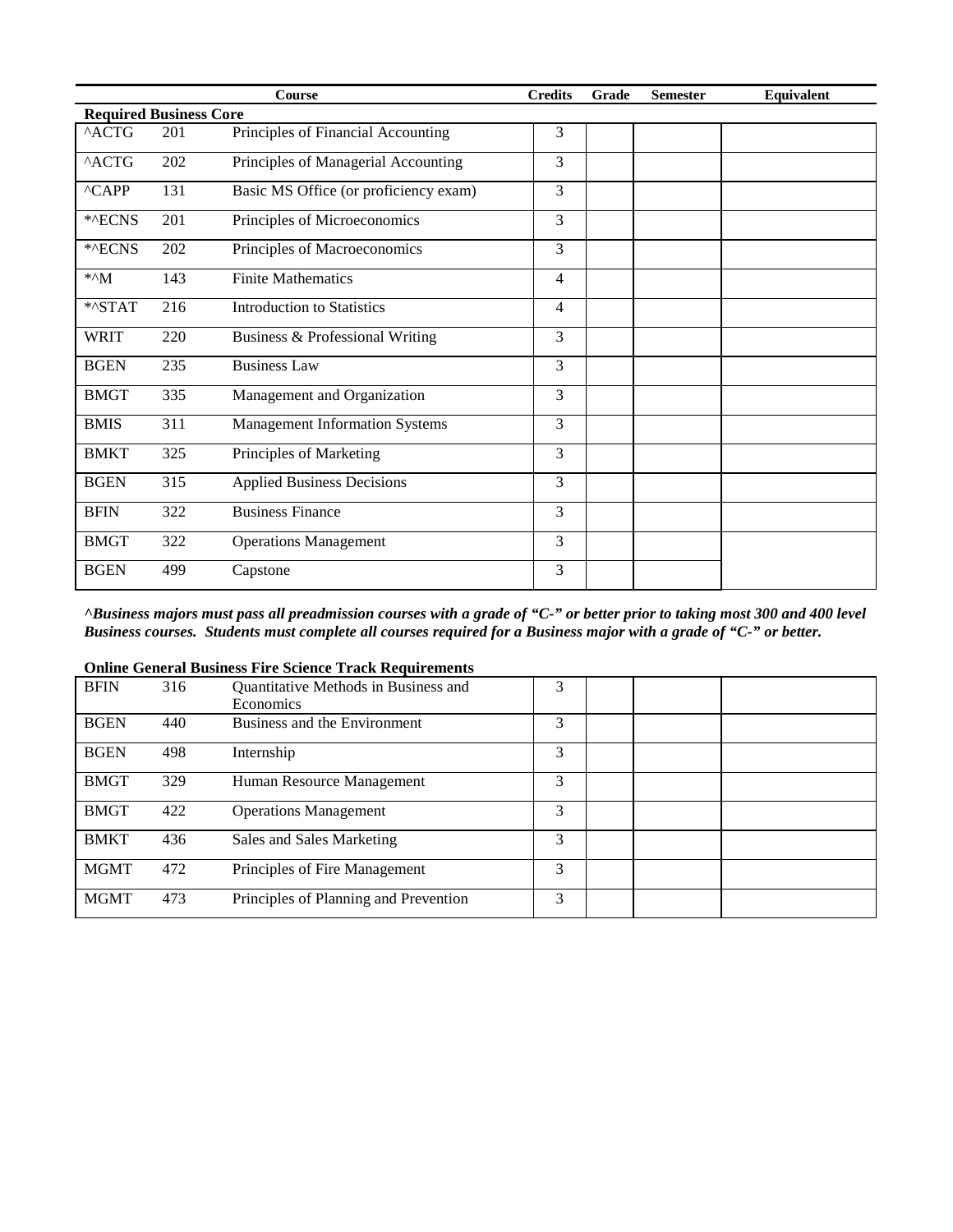| Course | | | Credits | Grade | Semester | Equivalent |
|---|---|---|---|---|---|---|
| **Required Business Core** | | | | | | |
| ^ACTG | 201 | Principles of Financial Accounting | 3 | | | |
| ^ACTG | 202 | Principles of Managerial Accounting | 3 | | | |
| ^CAPP | 131 | Basic MS Office (or proficiency exam) | 3 | | | |
| *^ECNS | 201 | Principles of Microeconomics | 3 | | | |
| *^ECNS | 202 | Principles of Macroeconomics | 3 | | | |
| *^M | 143 | Finite Mathematics | 4 | | | |
| *^STAT | 216 | Introduction to Statistics | 4 | | | |
| WRIT | 220 | Business & Professional Writing | 3 | | | |
| BGEN | 235 | Business Law | 3 | | | |
| BMGT | 335 | Management and Organization | 3 | | | |
| BMIS | 311 | Management Information Systems | 3 | | | |
| BMKT | 325 | Principles of Marketing | 3 | | | |
| BGEN | 315 | Applied Business Decisions | 3 | | | |
| BFIN | 322 | Business Finance | 3 | | | |
| BMGT | 322 | Operations Management | 3 | | | |
| BGEN | 499 | Capstone | 3 | | | |

***^Business majors must pass all preadmission courses with a grade of "C-" or better prior to taking most 300 and 400 level Business courses. Students must complete all courses required for a Business major with a grade of "C-" or better.***

**Online General Business Fire Science Track Requirements**

| | | | | | | |
|---|---|---|---|---|---|---|
| BFIN | 316 | Quantitative Methods in Business and Economics | 3 | | | |
| BGEN | 440 | Business and the Environment | 3 | | | |
| BGEN | 498 | Internship | 3 | | | |
| BMGT | 329 | Human Resource Management | 3 | | | |
| BMGT | 422 | Operations Management | 3 | | | |
| BMKT | 436 | Sales and Sales Marketing | 3 | | | |
| MGMT | 472 | Principles of Fire Management | 3 | | | |
| MGMT | 473 | Principles of Planning and Prevention | 3 | | | |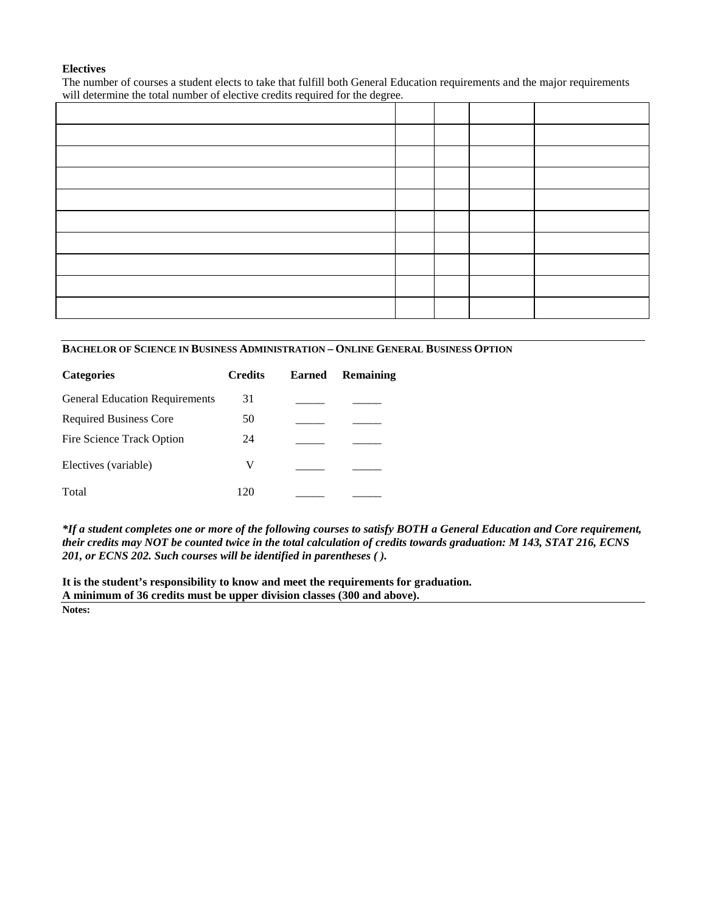**Electives**

The number of courses a student elects to take that fulfill both General Education requirements and the major requirements will determine the total number of elective credits required for the degree.

| | | | | |
|---|---|---|---|---|
| | | | | |
| | | | | |
| | | | | |
| | | | | |
| | | | | |
| | | | | |
| | | | | |
| | | | | |
| | | | | |
| | | | | |

---

**BACHELOR OF SCIENCE IN BUSINESS ADMINISTRATION – ONLINE GENERAL BUSINESS OPTION**

| **Categories** | **Credits** | **Earned** | **Remaining** |
|---|---|---|---|
| General Education Requirements | 31 | _____ | _____ |
| Required Business Core | 50 | _____ | _____ |
| Fire Science Track Option | 24 | _____ | _____ |
| Electives (variable) | V | _____ | _____ |
| Total | 120 | _____ | _____ |

***\*If a student completes one or more of the following courses to satisfy BOTH a General Education and Core requirement, their credits may NOT be counted twice in the total calculation of credits towards graduation: M 143, STAT 216, ECNS 201, or ECNS 202. Such courses will be identified in parentheses ( ).***

**It is the student's responsibility to know and meet the requirements for graduation.**
**A minimum of 36 credits must be upper division classes (300 and above).**

---

**Notes:**